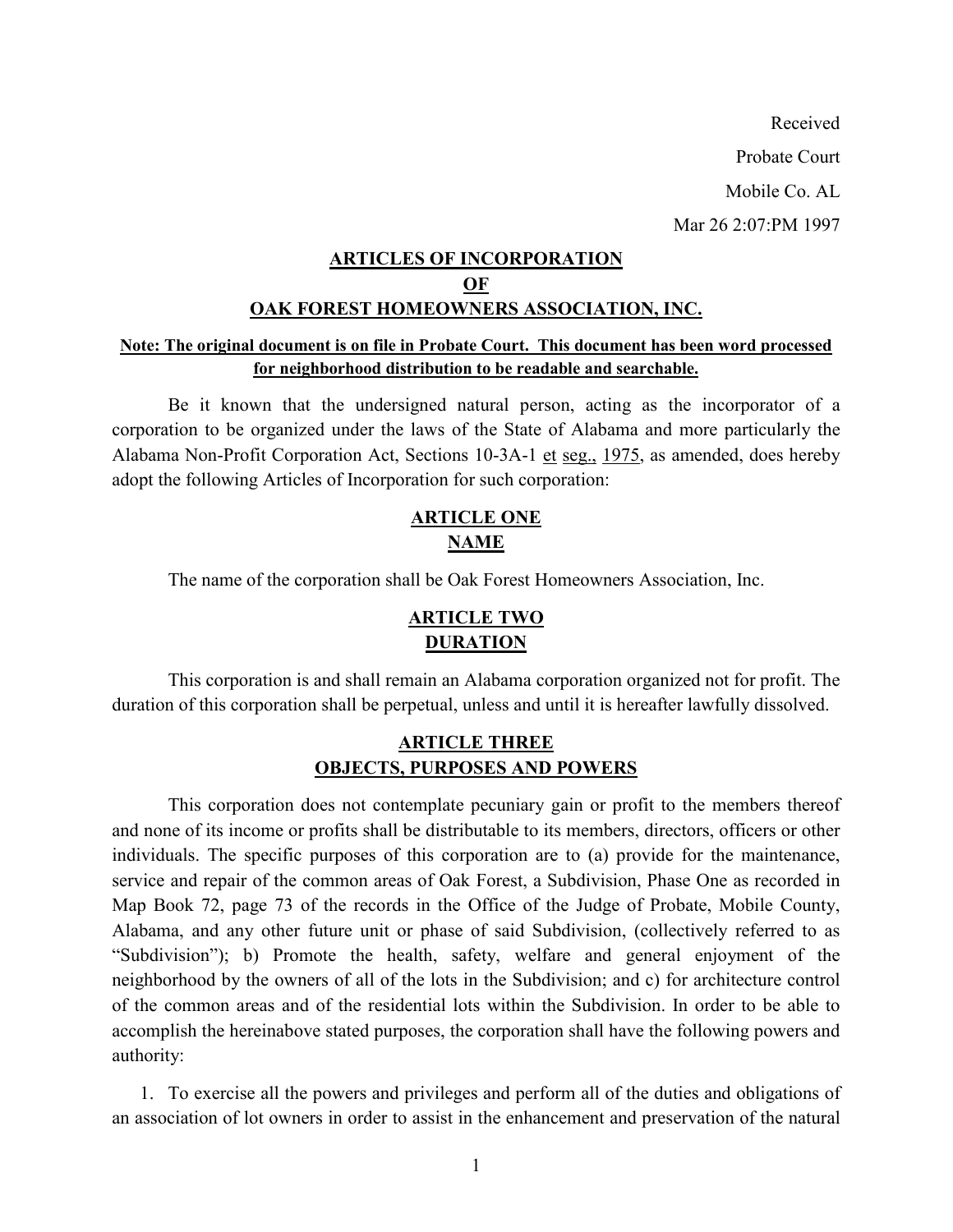Received

Probate Court

Mobile Co. AL

Mar 26 2:07:PM 1997

# ARTICLES OF INCORPORATION OF OAK FOREST HOMEOWNERS ASSOCIATION, INC.

**Note: The original document is on file in Probate Court. This document has been word processed for neighborhood distribution to be readable and searchable.**

Be it known that the undersigned natural person, acting as the incorporator of a corporation to be organized under the laws of the State of Alabama and more particularly the Alabama Non-Profit Corporation Act, Sections 10-3A-1 et seg., 1975, as amended, does hereby adopt the following Articles of Incorporation for such corporation:

## ARTICLE ONE NAME

The name of the corporation shall be Oak Forest Homeowners Association, Inc.

## ARTICLE TWO DURATION

This corporation is and shall remain an Alabama corporation organized not for profit. The duration of this corporation shall be perpetual, unless and until it is hereafter lawfully dissolved.

## ARTICLE THREE OBJECTS, PURPOSES AND POWERS

This corporation does not contemplate pecuniary gain or profit to the members thereof and none of its income or profits shall be distributable to its members, directors, officers or other individuals. The specific purposes of this corporation are to (a) provide for the maintenance, service and repair of the common areas of Oak Forest, a Subdivision, Phase One as recorded in Map Book 72, page 73 of the records in the Office of the Judge of Probate, Mobile County, Alabama, and any other future unit or phase of said Subdivision, (collectively referred to as "Subdivision"); b) Promote the health, safety, welfare and general enjoyment of the neighborhood by the owners of all of the lots in the Subdivision; and c) for architecture control of the common areas and of the residential lots within the Subdivision. In order to be able to accomplish the hereinabove stated purposes, the corporation shall have the following powers and authority:

1. To exercise all the powers and privileges and perform all of the duties and obligations of an association of lot owners in order to assist in the enhancement and preservation of the natural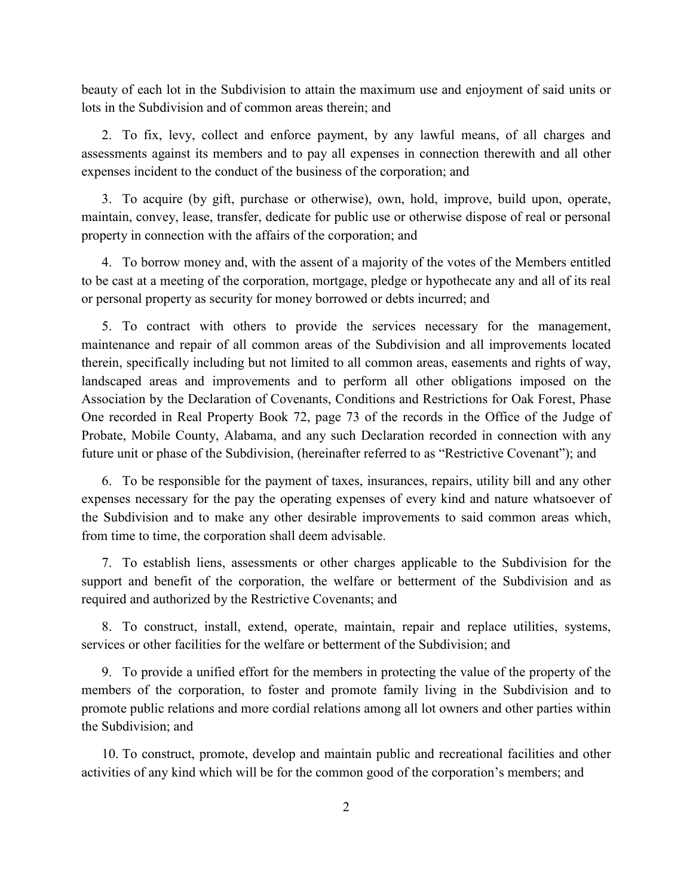beauty of each lot in the Subdivision to attain the maximum use and enjoyment of said units or lots in the Subdivision and of common areas therein; and

2. To fix, levy, collect and enforce payment, by any lawful means, of all charges and assessments against its members and to pay all expenses in connection therewith and all other expenses incident to the conduct of the business of the corporation; and

3. To acquire (by gift, purchase or otherwise), own, hold, improve, build upon, operate, maintain, convey, lease, transfer, dedicate for public use or otherwise dispose of real or personal property in connection with the affairs of the corporation; and

4. To borrow money and, with the assent of a majority of the votes of the Members entitled to be cast at a meeting of the corporation, mortgage, pledge or hypothecate any and all of its real or personal property as security for money borrowed or debts incurred; and

5. To contract with others to provide the services necessary for the management, maintenance and repair of all common areas of the Subdivision and all improvements located therein, specifically including but not limited to all common areas, easements and rights of way, landscaped areas and improvements and to perform all other obligations imposed on the Association by the Declaration of Covenants, Conditions and Restrictions for Oak Forest, Phase One recorded in Real Property Book 72, page 73 of the records in the Office of the Judge of Probate, Mobile County, Alabama, and any such Declaration recorded in connection with any future unit or phase of the Subdivision, (hereinafter referred to as "Restrictive Covenant"); and

6. To be responsible for the payment of taxes, insurances, repairs, utility bill and any other expenses necessary for the pay the operating expenses of every kind and nature whatsoever of the Subdivision and to make any other desirable improvements to said common areas which, from time to time, the corporation shall deem advisable.

7. To establish liens, assessments or other charges applicable to the Subdivision for the support and benefit of the corporation, the welfare or betterment of the Subdivision and as required and authorized by the Restrictive Covenants; and

8. To construct, install, extend, operate, maintain, repair and replace utilities, systems, services or other facilities for the welfare or betterment of the Subdivision; and

9. To provide a unified effort for the members in protecting the value of the property of the members of the corporation, to foster and promote family living in the Subdivision and to promote public relations and more cordial relations among all lot owners and other parties within the Subdivision; and

10. To construct, promote, develop and maintain public and recreational facilities and other activities of any kind which will be for the common good of the corporation's members; and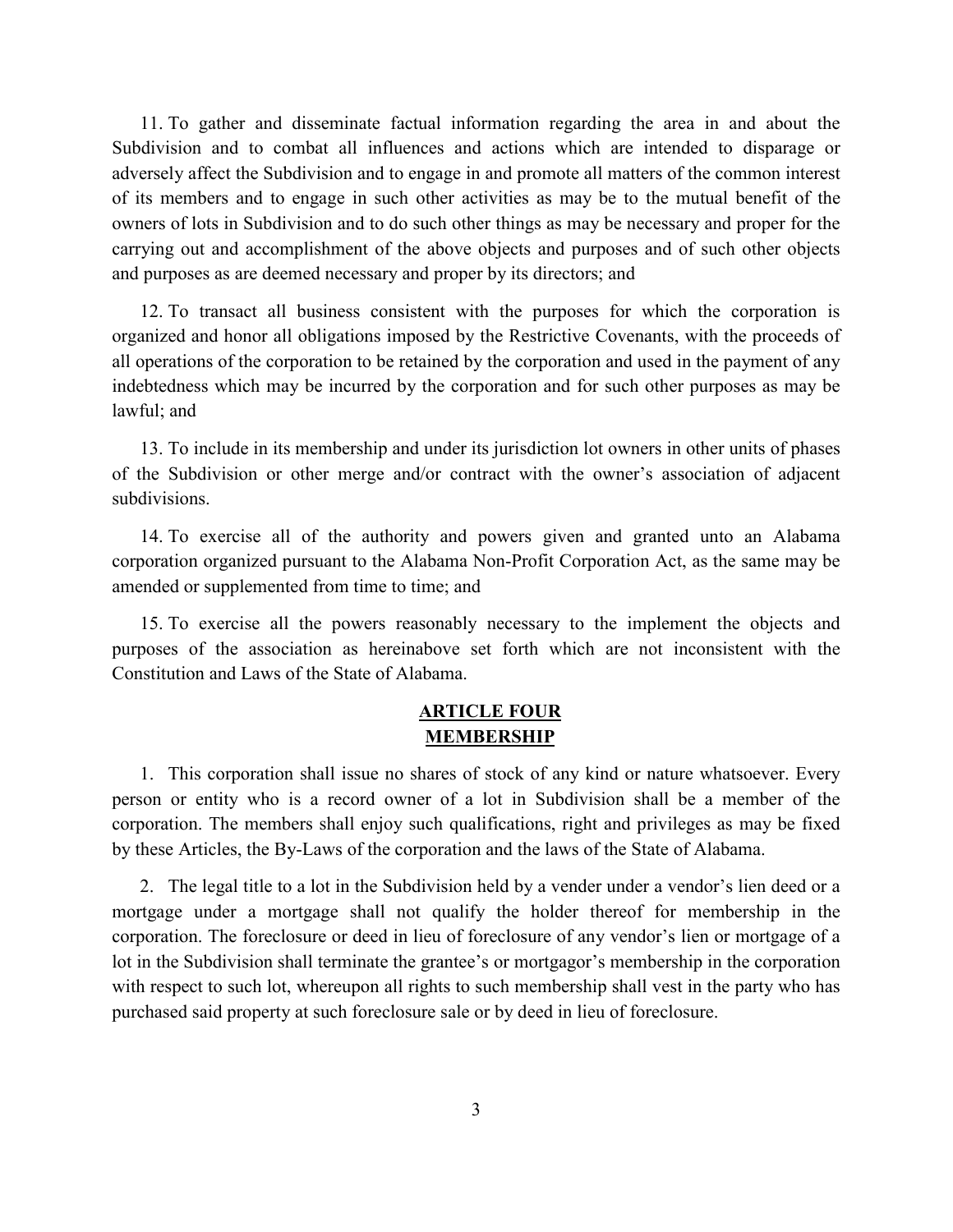11. To gather and disseminate factual information regarding the area in and about the Subdivision and to combat all influences and actions which are intended to disparage or adversely affect the Subdivision and to engage in and promote all matters of the common interest of its members and to engage in such other activities as may be to the mutual benefit of the owners of lots in Subdivision and to do such other things as may be necessary and proper for the carrying out and accomplishment of the above objects and purposes and of such other objects and purposes as are deemed necessary and proper by its directors; and

12. To transact all business consistent with the purposes for which the corporation is organized and honor all obligations imposed by the Restrictive Covenants, with the proceeds of all operations of the corporation to be retained by the corporation and used in the payment of any indebtedness which may be incurred by the corporation and for such other purposes as may be lawful; and

13. To include in its membership and under its jurisdiction lot owners in other units of phases of the Subdivision or other merge and/or contract with the owner's association of adjacent subdivisions.

14. To exercise all of the authority and powers given and granted unto an Alabama corporation organized pursuant to the Alabama Non-Profit Corporation Act, as the same may be amended or supplemented from time to time; and

15. To exercise all the powers reasonably necessary to the implement the objects and purposes of the association as hereinabove set forth which are not inconsistent with the Constitution and Laws of the State of Alabama.

## ARTICLE FOUR
## MEMBERSHIP

1. This corporation shall issue no shares of stock of any kind or nature whatsoever. Every person or entity who is a record owner of a lot in Subdivision shall be a member of the corporation. The members shall enjoy such qualifications, right and privileges as may be fixed by these Articles, the By-Laws of the corporation and the laws of the State of Alabama.

2. The legal title to a lot in the Subdivision held by a vender under a vendor's lien deed or a mortgage under a mortgage shall not qualify the holder thereof for membership in the corporation. The foreclosure or deed in lieu of foreclosure of any vendor's lien or mortgage of a lot in the Subdivision shall terminate the grantee's or mortgagor's membership in the corporation with respect to such lot, whereupon all rights to such membership shall vest in the party who has purchased said property at such foreclosure sale or by deed in lieu of foreclosure.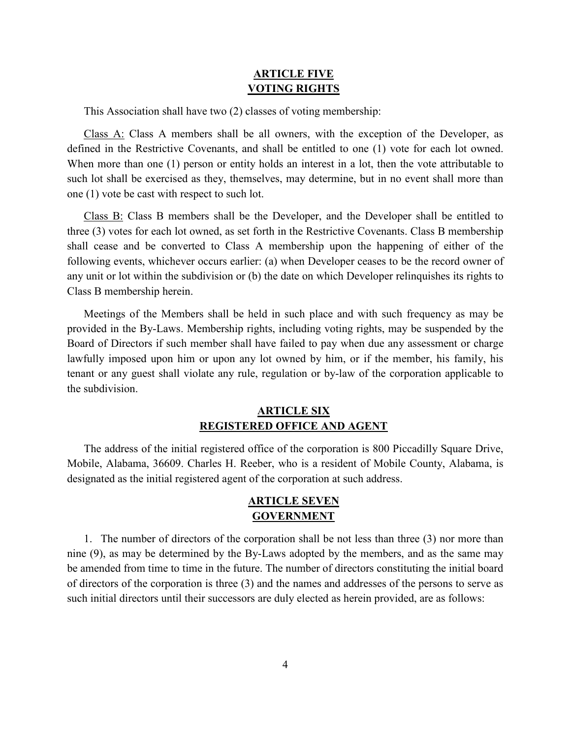## ARTICLE FIVE
## VOTING RIGHTS

This Association shall have two (2) classes of voting membership:

Class A: Class A members shall be all owners, with the exception of the Developer, as defined in the Restrictive Covenants, and shall be entitled to one (1) vote for each lot owned. When more than one (1) person or entity holds an interest in a lot, then the vote attributable to such lot shall be exercised as they, themselves, may determine, but in no event shall more than one (1) vote be cast with respect to such lot.

Class B: Class B members shall be the Developer, and the Developer shall be entitled to three (3) votes for each lot owned, as set forth in the Restrictive Covenants. Class B membership shall cease and be converted to Class A membership upon the happening of either of the following events, whichever occurs earlier: (a) when Developer ceases to be the record owner of any unit or lot within the subdivision or (b) the date on which Developer relinquishes its rights to Class B membership herein.

Meetings of the Members shall be held in such place and with such frequency as may be provided in the By-Laws. Membership rights, including voting rights, may be suspended by the Board of Directors if such member shall have failed to pay when due any assessment or charge lawfully imposed upon him or upon any lot owned by him, or if the member, his family, his tenant or any guest shall violate any rule, regulation or by-law of the corporation applicable to the subdivision.

## ARTICLE SIX
## REGISTERED OFFICE AND AGENT

The address of the initial registered office of the corporation is 800 Piccadilly Square Drive, Mobile, Alabama, 36609. Charles H. Reeber, who is a resident of Mobile County, Alabama, is designated as the initial registered agent of the corporation at such address.

## ARTICLE SEVEN
## GOVERNMENT

1. The number of directors of the corporation shall be not less than three (3) nor more than nine (9), as may be determined by the By-Laws adopted by the members, and as the same may be amended from time to time in the future. The number of directors constituting the initial board of directors of the corporation is three (3) and the names and addresses of the persons to serve as such initial directors until their successors are duly elected as herein provided, are as follows: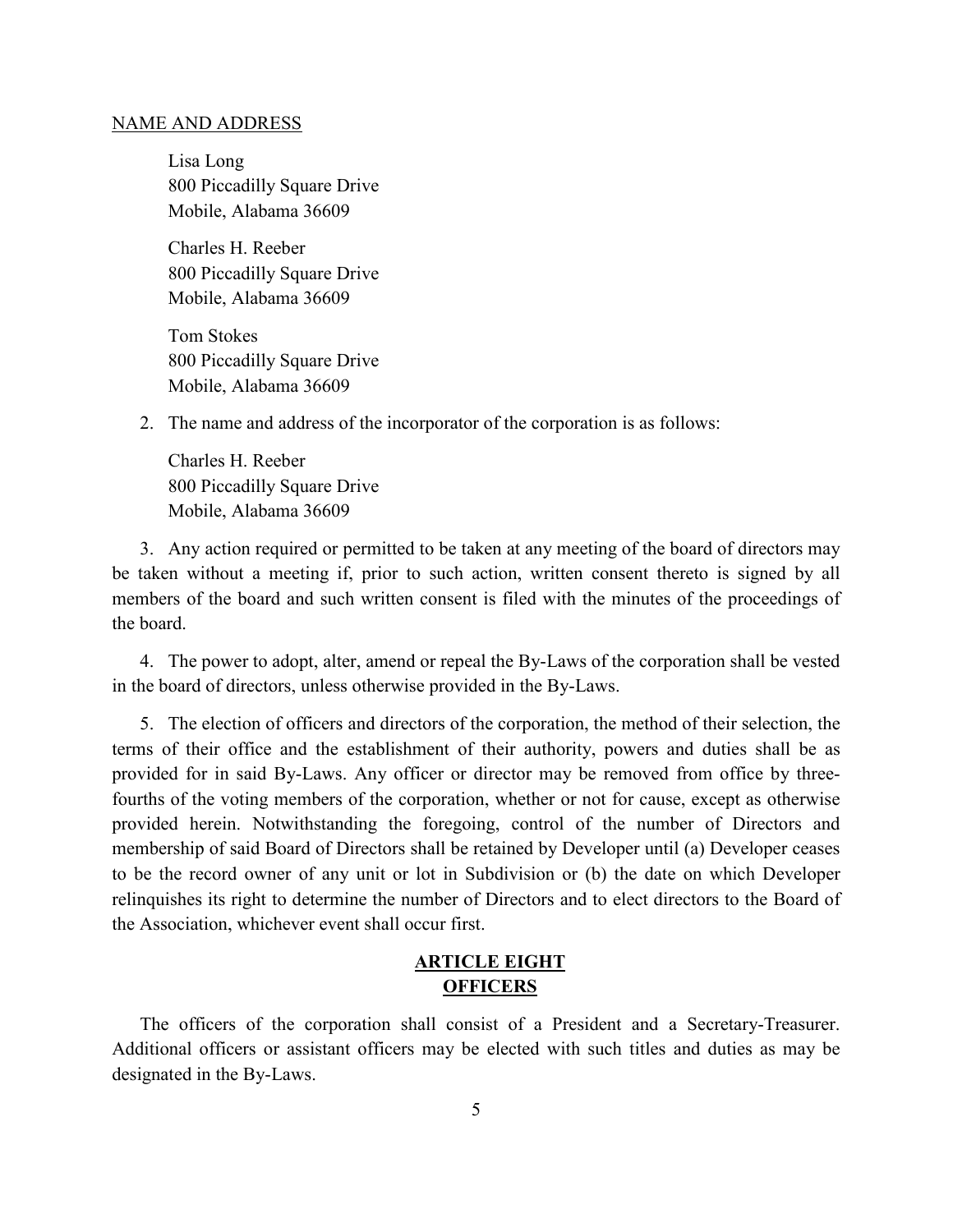NAME AND ADDRESS

Lisa Long
800 Piccadilly Square Drive
Mobile, Alabama 36609

Charles H. Reeber
800 Piccadilly Square Drive
Mobile, Alabama 36609

Tom Stokes
800 Piccadilly Square Drive
Mobile, Alabama 36609

2. The name and address of the incorporator of the corporation is as follows:

Charles H. Reeber
800 Piccadilly Square Drive
Mobile, Alabama 36609

3. Any action required or permitted to be taken at any meeting of the board of directors may be taken without a meeting if, prior to such action, written consent thereto is signed by all members of the board and such written consent is filed with the minutes of the proceedings of the board.

4. The power to adopt, alter, amend or repeal the By-Laws of the corporation shall be vested in the board of directors, unless otherwise provided in the By-Laws.

5. The election of officers and directors of the corporation, the method of their selection, the terms of their office and the establishment of their authority, powers and duties shall be as provided for in said By-Laws. Any officer or director may be removed from office by three-fourths of the voting members of the corporation, whether or not for cause, except as otherwise provided herein. Notwithstanding the foregoing, control of the number of Directors and membership of said Board of Directors shall be retained by Developer until (a) Developer ceases to be the record owner of any unit or lot in Subdivision or (b) the date on which Developer relinquishes its right to determine the number of Directors and to elect directors to the Board of the Association, whichever event shall occur first.

## ARTICLE EIGHT
## OFFICERS

The officers of the corporation shall consist of a President and a Secretary-Treasurer. Additional officers or assistant officers may be elected with such titles and duties as may be designated in the By-Laws.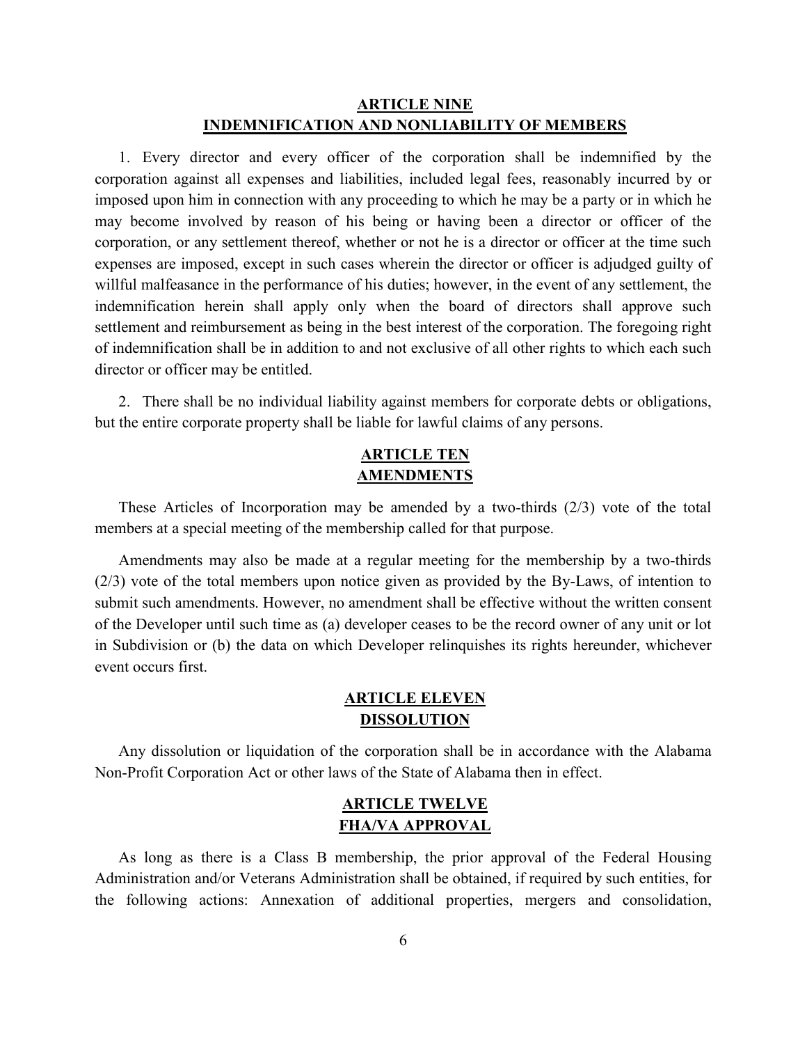## ARTICLE NINE
## INDEMNIFICATION AND NONLIABILITY OF MEMBERS

1. Every director and every officer of the corporation shall be indemnified by the corporation against all expenses and liabilities, included legal fees, reasonably incurred by or imposed upon him in connection with any proceeding to which he may be a party or in which he may become involved by reason of his being or having been a director or officer of the corporation, or any settlement thereof, whether or not he is a director or officer at the time such expenses are imposed, except in such cases wherein the director or officer is adjudged guilty of willful malfeasance in the performance of his duties; however, in the event of any settlement, the indemnification herein shall apply only when the board of directors shall approve such settlement and reimbursement as being in the best interest of the corporation. The foregoing right of indemnification shall be in addition to and not exclusive of all other rights to which each such director or officer may be entitled.

2. There shall be no individual liability against members for corporate debts or obligations, but the entire corporate property shall be liable for lawful claims of any persons.

## ARTICLE TEN
## AMENDMENTS

These Articles of Incorporation may be amended by a two-thirds (2/3) vote of the total members at a special meeting of the membership called for that purpose.

Amendments may also be made at a regular meeting for the membership by a two-thirds (2/3) vote of the total members upon notice given as provided by the By-Laws, of intention to submit such amendments. However, no amendment shall be effective without the written consent of the Developer until such time as (a) developer ceases to be the record owner of any unit or lot in Subdivision or (b) the data on which Developer relinquishes its rights hereunder, whichever event occurs first.

## ARTICLE ELEVEN
## DISSOLUTION

Any dissolution or liquidation of the corporation shall be in accordance with the Alabama Non-Profit Corporation Act or other laws of the State of Alabama then in effect.

## ARTICLE TWELVE
## FHA/VA APPROVAL

As long as there is a Class B membership, the prior approval of the Federal Housing Administration and/or Veterans Administration shall be obtained, if required by such entities, for the following actions: Annexation of additional properties, mergers and consolidation,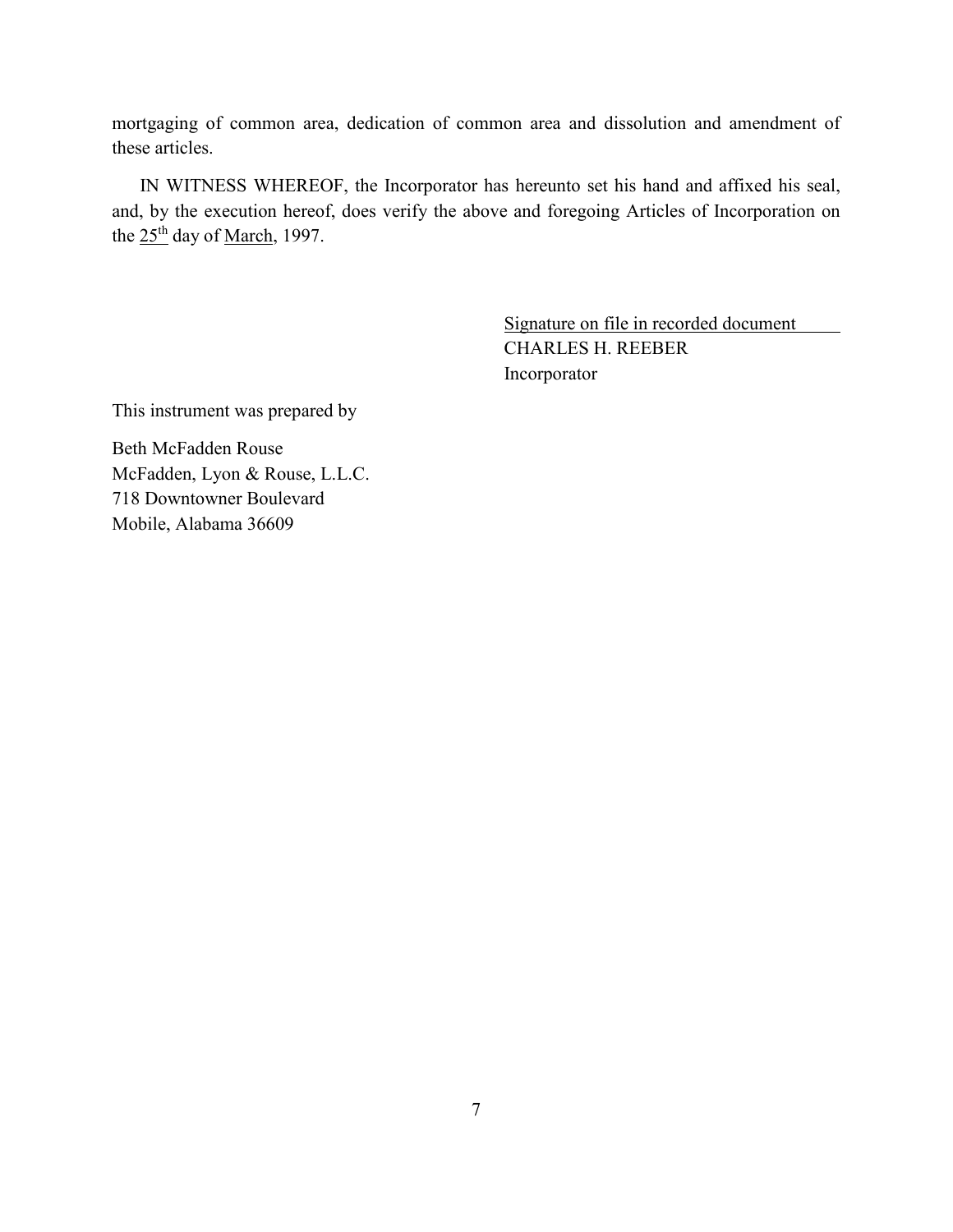mortgaging of common area, dedication of common area and dissolution and amendment of these articles.

IN WITNESS WHEREOF, the Incorporator has hereunto set his hand and affixed his seal, and, by the execution hereof, does verify the above and foregoing Articles of Incorporation on the 25th day of March, 1997.

Signature on file in recorded document
CHARLES H. REEBER
Incorporator

This instrument was prepared by

Beth McFadden Rouse
McFadden, Lyon & Rouse, L.L.C.
718 Downtowner Boulevard
Mobile, Alabama 36609